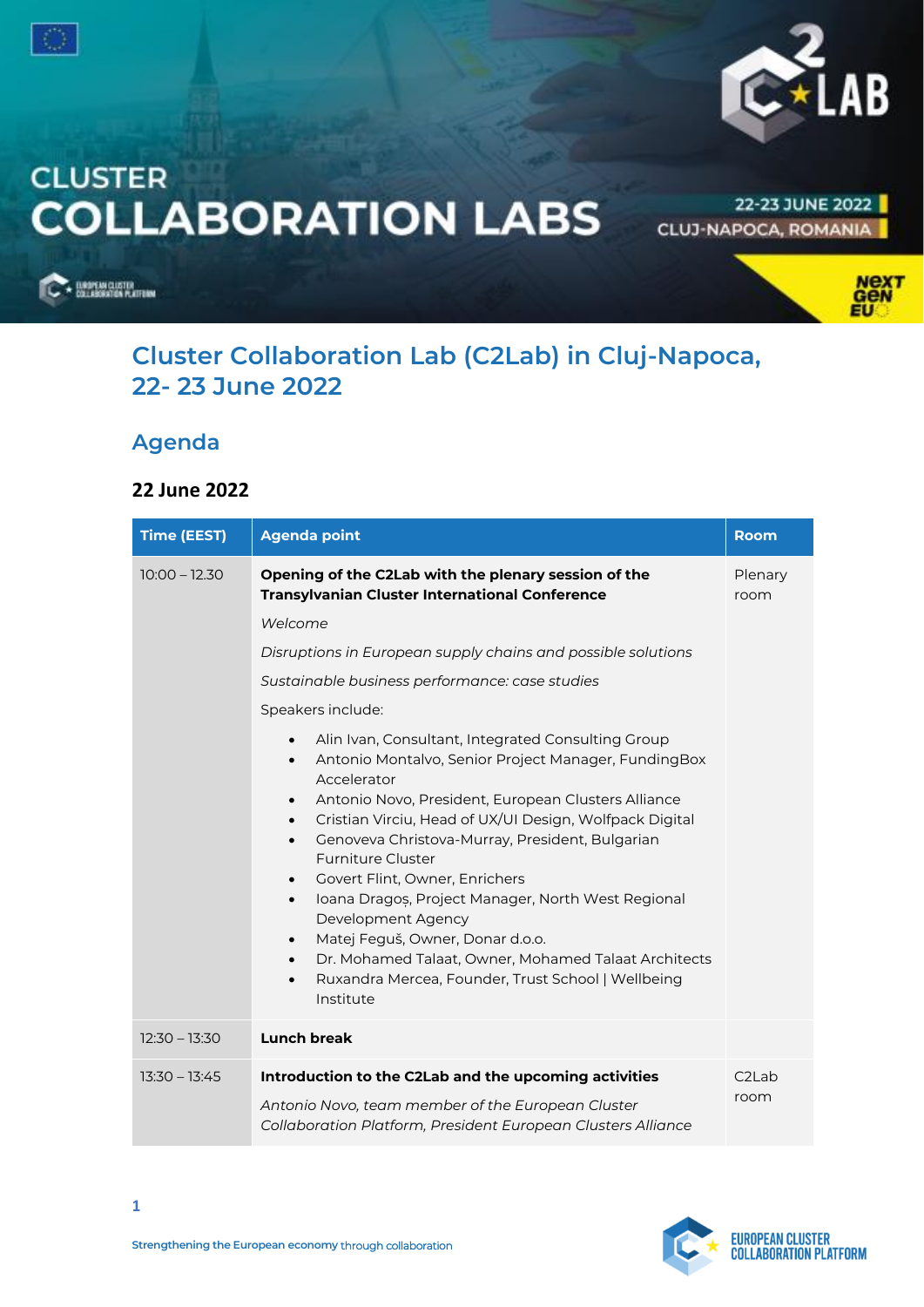CLUSTER COLLABORATION LABS

22-23 JUNE 2022
CLUJ-NAPOCA, ROMANIA

# Cluster Collaboration Lab (C2Lab) in Cluj-Napoca, 22- 23 June 2022

## Agenda

### 22 June 2022

| Time (EEST) | Agenda point | Room |
| --- | --- | --- |
| 10:00 – 12.30 | **Opening of the C2Lab with the plenary session of the Transylvanian Cluster International Conference**<br>*Welcome*<br>*Disruptions in European supply chains and possible solutions*<br>*Sustainable business performance: case studies*<br>Speakers include:<br>• Alin Ivan, Consultant, Integrated Consulting Group<br>• Antonio Montalvo, Senior Project Manager, FundingBox Accelerator<br>• Antonio Novo, President, European Clusters Alliance<br>• Cristian Virciu, Head of UX/UI Design, Wolfpack Digital<br>• Genoveva Christova-Murray, President, Bulgarian Furniture Cluster<br>• Govert Flint, Owner, Enrichers<br>• Ioana Dragoș, Project Manager, North West Regional Development Agency<br>• Matej Feguš, Owner, Donar d.o.o.<br>• Dr. Mohamed Talaat, Owner, Mohamed Talaat Architects<br>• Ruxandra Mercea, Founder, Trust School \| Wellbeing Institute | Plenary room |
| 12:30 – 13:30 | **Lunch break** | |
| 13:30 – 13:45 | **Introduction to the C2Lab and the upcoming activities**<br>*Antonio Novo, team member of the European Cluster Collaboration Platform, President European Clusters Alliance* | C2Lab room |

Strengthening the European economy through collaboration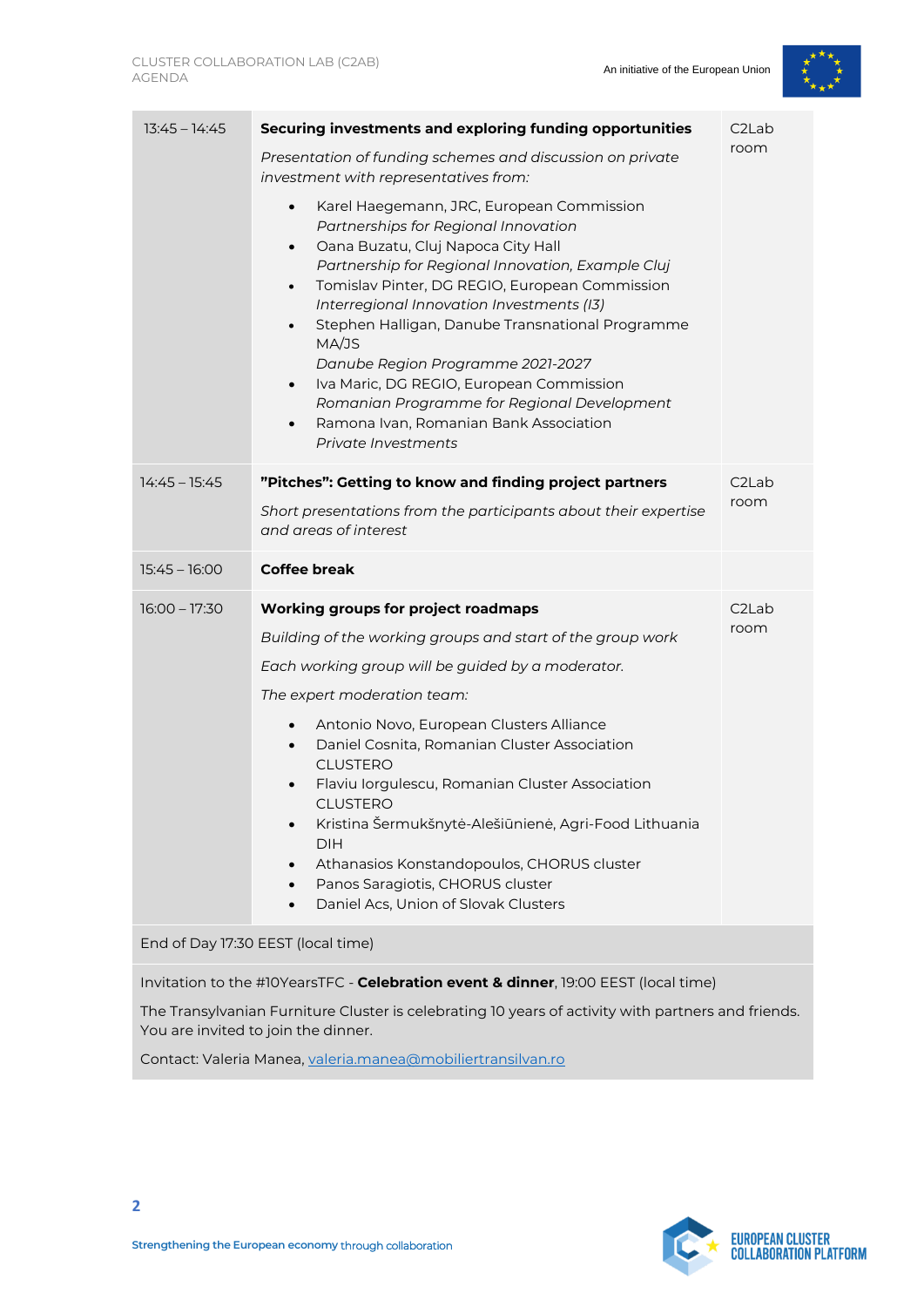| | | |
|---|---|---|
| 13:45 – 14:45 | **Securing investments and exploring funding opportunities**<br>*Presentation of funding schemes and discussion on private investment with representatives from:*<br>• Karel Haegemann, JRC, European Commission *Partnerships for Regional Innovation*<br>• Oana Buzatu, Cluj Napoca City Hall *Partnership for Regional Innovation, Example Cluj*<br>• Tomislav Pinter, DG REGIO, European Commission *Interregional Innovation Investments (I3)*<br>• Stephen Halligan, Danube Transnational Programme MA/JS *Danube Region Programme 2021-2027*<br>• Iva Maric, DG REGIO, European Commission *Romanian Programme for Regional Development*<br>• Ramona Ivan, Romanian Bank Association *Private Investments* | C2Lab room |
| 14:45 – 15:45 | **"Pitches": Getting to know and finding project partners**<br>*Short presentations from the participants about their expertise and areas of interest* | C2Lab room |
| 15:45 – 16:00 | **Coffee break** | |
| 16:00 – 17:30 | **Working groups for project roadmaps**<br>*Building of the working groups and start of the group work*<br>*Each working group will be guided by a moderator.*<br>*The expert moderation team:*<br>• Antonio Novo, European Clusters Alliance<br>• Daniel Cosnita, Romanian Cluster Association CLUSTERO<br>• Flaviu Iorgulescu, Romanian Cluster Association CLUSTERO<br>• Kristina Šermukšnytė-Alešiūnienė, Agri-Food Lithuania DIH<br>• Athanasios Konstandopoulos, CHORUS cluster<br>• Panos Saragiotis, CHORUS cluster<br>• Daniel Acs, Union of Slovak Clusters | C2Lab room |

End of Day 17:30 EEST (local time)

Invitation to the #10YearsTFC - **Celebration event & dinner**, 19:00 EEST (local time)

The Transylvanian Furniture Cluster is celebrating 10 years of activity with partners and friends. You are invited to join the dinner.

Contact: Valeria Manea, valeria.manea@mobiliertransilvan.ro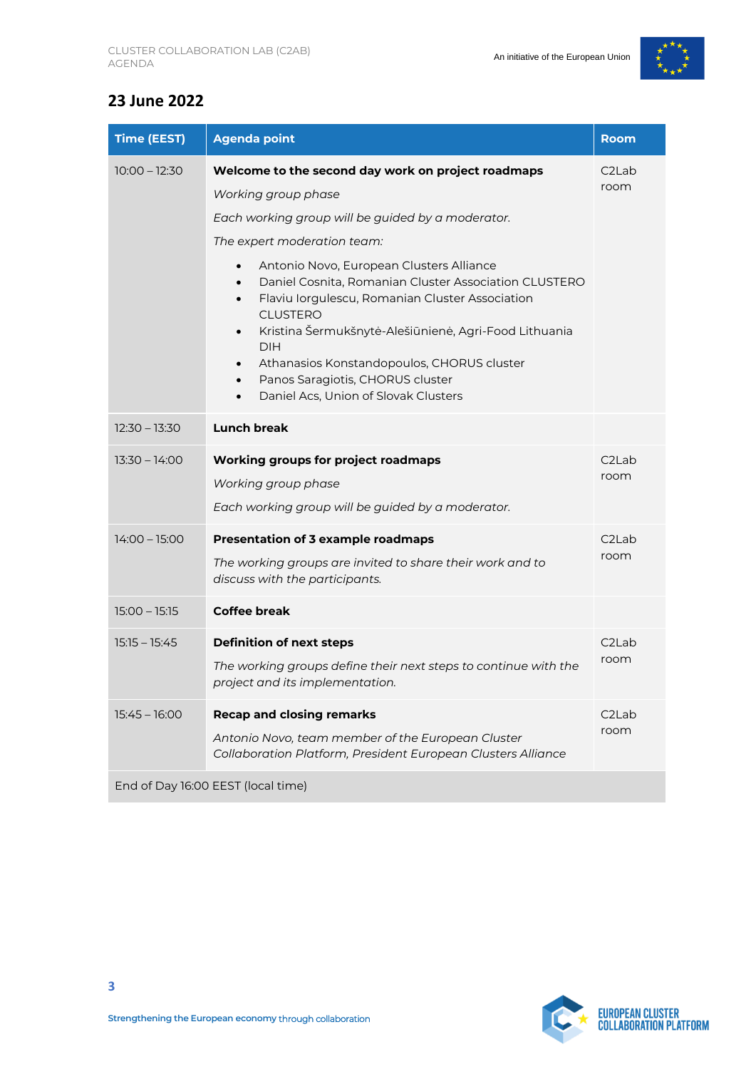## 23 June 2022

| Time (EEST) | Agenda point | Room |
|---|---|---|
| 10:00 – 12:30 | **Welcome to the second day work on project roadmaps**<br>*Working group phase*<br>*Each working group will be guided by a moderator.*<br>*The expert moderation team:*<br>• Antonio Novo, European Clusters Alliance<br>• Daniel Cosnita, Romanian Cluster Association CLUSTERO<br>• Flaviu Iorgulescu, Romanian Cluster Association CLUSTERO<br>• Kristina Šermukšnytė-Alešiūnienė, Agri-Food Lithuania DIH<br>• Athanasios Konstandopoulos, CHORUS cluster<br>• Panos Saragiotis, CHORUS cluster<br>• Daniel Acs, Union of Slovak Clusters | C2Lab room |
| 12:30 – 13:30 | **Lunch break** | |
| 13:30 – 14:00 | **Working groups for project roadmaps**<br>*Working group phase*<br>*Each working group will be guided by a moderator.* | C2Lab room |
| 14:00 – 15:00 | **Presentation of 3 example roadmaps**<br>*The working groups are invited to share their work and to discuss with the participants.* | C2Lab room |
| 15:00 – 15:15 | **Coffee break** | |
| 15:15 – 15:45 | **Definition of next steps**<br>*The working groups define their next steps to continue with the project and its implementation.* | C2Lab room |
| 15:45 – 16:00 | **Recap and closing remarks**<br>*Antonio Novo, team member of the European Cluster Collaboration Platform, President European Clusters Alliance* | C2Lab room |
| End of Day 16:00 EEST (local time) | | |